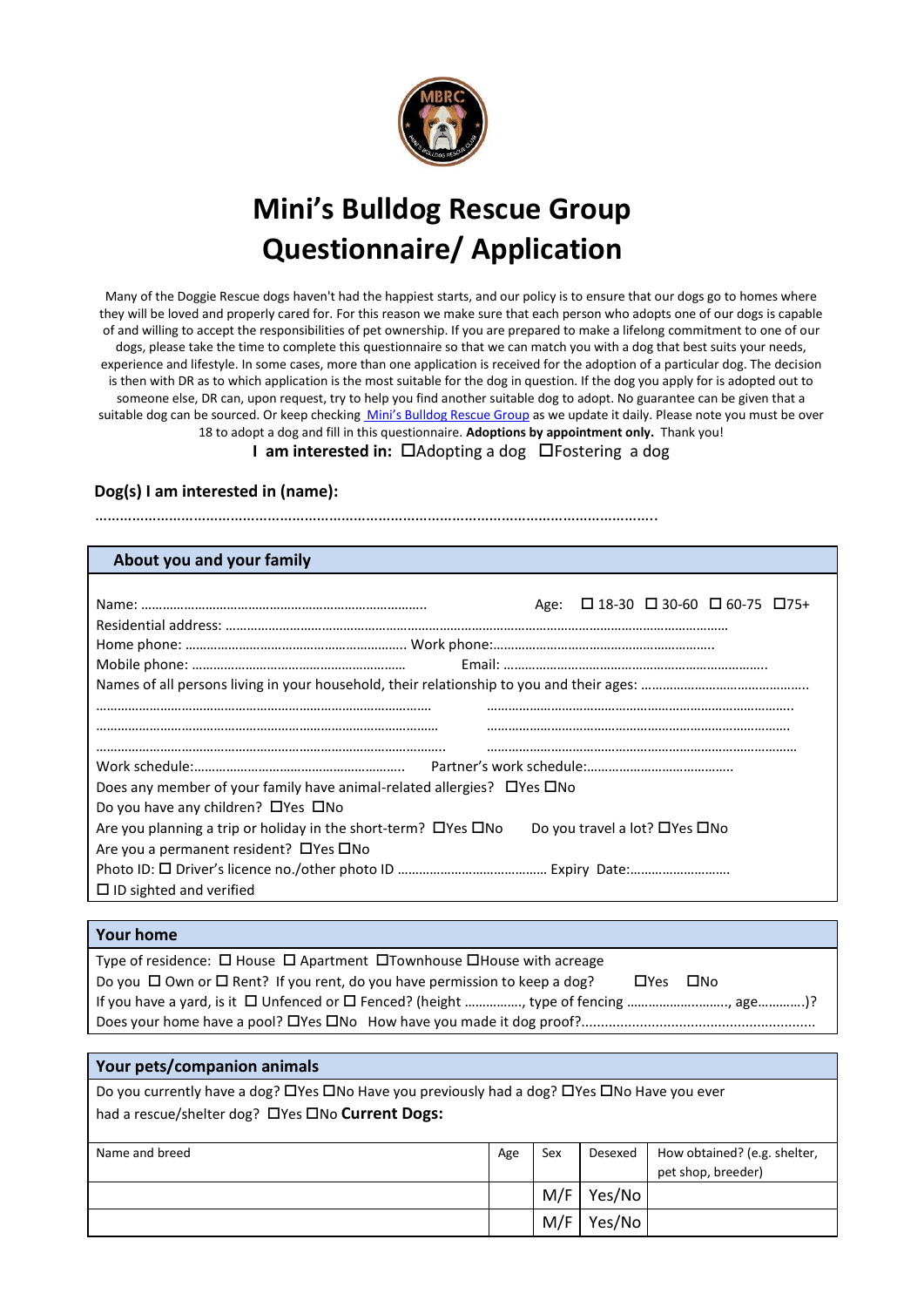# Mini's Bulldog Rescue Group Questionnaire/ Application

Many of the Doggie Rescue dogs haven't had the happiest starts, and our policy is to ensure that our dogs go to homes where they will be loved and properly cared for. For this reason we make sure that each person who adopts one of our dogs is capable of and willing to accept the responsibilities of pet ownership. If you are prepared to make a lifelong commitment to one of our dogs, please take the time to complete this questionnaire so that we can match you with a dog that best suits your needs, experience and lifestyle. In some cases, more than one application is received for the adoption of a particular dog. The decision is then with DR as to which application is the most suitable for the dog in question. If the dog you apply for is adopted out to someone else, DR can, upon request, try to help you find another suitable dog to adopt. No guarantee can be given that a suitable dog can be sourced. Or keep checking Mini's Bulldog Rescue Group as we update it daily. Please note you must be over 18 to adopt a dog and fill in this questionnaire. **Adoptions by appointment only.** Thank you!

**I am interested in:** ☐Adopting a dog ☐Fostering a dog

**Dog(s) I am interested in (name):**

…………………………………………………………………………………………………………………

## About you and your family

Name: ……………………………………………………………………… Age: ☐ 18-30 ☐ 30-60 ☐ 60-75 ☐75+

Residential address: ……………………………………………………………………………………………………………………

Home phone: …………………………………………………… Work phone:……………………………………………………

Mobile phone: …………………………………………………… Email: ……………………………………………………………

Names of all persons living in your household, their relationship to you and their ages: ……………………………………

……………………………………………………………………… ………………………………………………………………………

……………………………………………………………………… ………………………………………………………………………

……………………………………………………………………… ………………………………………………………………………

Work schedule:………………………………………………… Partner's work schedule:…………………………………

Does any member of your family have animal-related allergies? ☐Yes ☐No

Do you have any children? ☐Yes ☐No

Are you planning a trip or holiday in the short-term? ☐Yes ☐No Do you travel a lot? ☐Yes ☐No

Are you a permanent resident? ☐Yes ☐No

Photo ID: ☐ Driver's licence no./other photo ID ………………………………… Expiry Date:………………………

☐ ID sighted and verified

## Your home

Type of residence: ☐ House ☐ Apartment ☐Townhouse ☐House with acreage

Do you ☐ Own or ☐ Rent? If you rent, do you have permission to keep a dog? ☐Yes ☐No

If you have a yard, is it ☐ Unfenced or ☐ Fenced? (height ……………, type of fencing ………………………, age…………)?

Does your home have a pool? ☐Yes ☐No How have you made it dog proof?……………………………………………………

## Your pets/companion animals

Do you currently have a dog? ☐Yes ☐No Have you previously had a dog? ☐Yes ☐No Have you ever had a rescue/shelter dog? ☐Yes ☐No **Current Dogs:**

| Name and breed | Age | Sex | Desexed | How obtained? (e.g. shelter, pet shop, breeder) |
|---|---|---|---|---|
| | | M/F | Yes/No | |
| | | M/F | Yes/No | |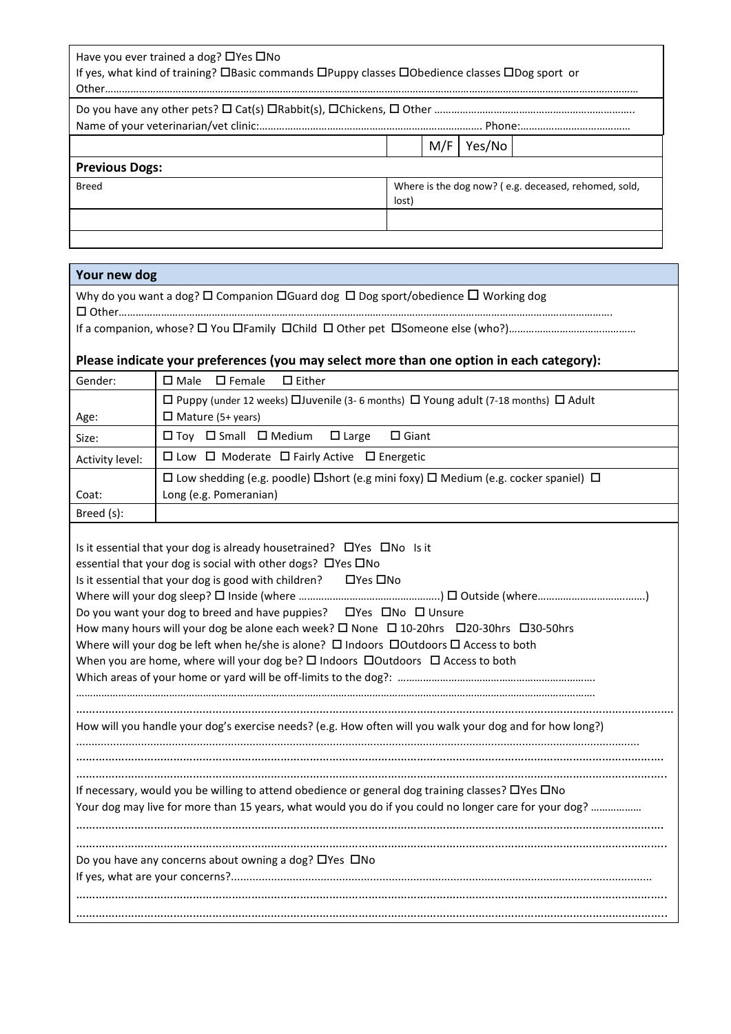Have you ever trained a dog? ☐Yes ☐No
If yes, what kind of training? ☐Basic commands ☐Puppy classes ☐Obedience classes ☐Dog sport or Other……………………………………………………………………………………………………………………………………………………………………

Do you have any other pets? ☐ Cat(s) ☐Rabbit(s), ☐Chickens, ☐ Other ……………………………………………………………..
Name of your veterinarian/vet clinic:……………………………………………………………………… Phone:…………………………………

| | | M/F | Yes/No | |
|---|---|---|---|---|

**Previous Dogs:**

| Breed | Where is the dog now? ( e.g. deceased, rehomed, sold, lost) |
|---|---|
| | |
| | |

## Your new dog

Why do you want a dog? ☐ Companion ☐Guard dog ☐ Dog sport/obedience ☐ Working dog
☐ Other……………………………………………………………………………………………………………………………………………….
If a companion, whose? ☐ You ☐Family ☐Child ☐ Other pet ☐Someone else (who?)……………………………………

**Please indicate your preferences (you may select more than one option in each category):**

| | |
|---|---|
| Gender: | ☐ Male ☐ Female ☐ Either |
| Age: | ☐ Puppy (under 12 weeks) ☐Juvenile (3- 6 months) ☐ Young adult (7-18 months) ☐ Adult ☐ Mature (5+ years) |
| Size: | ☐ Toy ☐ Small ☐ Medium ☐ Large ☐ Giant |
| Activity level: | ☐ Low ☐ Moderate ☐ Fairly Active ☐ Energetic |
| Coat: | ☐ Low shedding (e.g. poodle) ☐short (e.g mini foxy) ☐ Medium (e.g. cocker spaniel) ☐ Long (e.g. Pomeranian) |
| Breed (s): | |

Is it essential that your dog is already housetrained? ☐Yes ☐No Is it essential that your dog is social with other dogs? ☐Yes ☐No
Is it essential that your dog is good with children? ☐Yes ☐No
Where will your dog sleep? ☐ Inside (where ………………………………………….) ☐ Outside (where……………………………..)
Do you want your dog to breed and have puppies? ☐Yes ☐No ☐ Unsure
How many hours will your dog be alone each week? ☐ None ☐ 10-20hrs ☐20-30hrs ☐30-50hrs
Where will your dog be left when he/she is alone? ☐ Indoors ☐Outdoors ☐ Access to both
When you are home, where will your dog be? ☐ Indoors ☐Outdoors ☐ Access to both
Which areas of your home or yard will be off-limits to the dog?: …………………………………………………………
……………………………………………………………………………………………………………………………………………………………
……………………………………………………………………………………………………………………………………………………………

How will you handle your dog's exercise needs? (e.g. How often will you walk your dog and for how long?)
……………………………………………………………………………………………………………………………………………………………
……………………………………………………………………………………………………………………………………………………………
……………………………………………………………………………………………………………………………………………………………

If necessary, would you be willing to attend obedience or general dog training classes? ☐Yes ☐No
Your dog may live for more than 15 years, what would you do if you could no longer care for your dog? ………………
……………………………………………………………………………………………………………………………………………………………
……………………………………………………………………………………………………………………………………………………………

Do you have any concerns about owning a dog? ☐Yes ☐No
If yes, what are your concerns?.....................................................................................................................................
……………………………………………………………………………………………………………………………………………………………
……………………………………………………………………………………………………………………………………………………………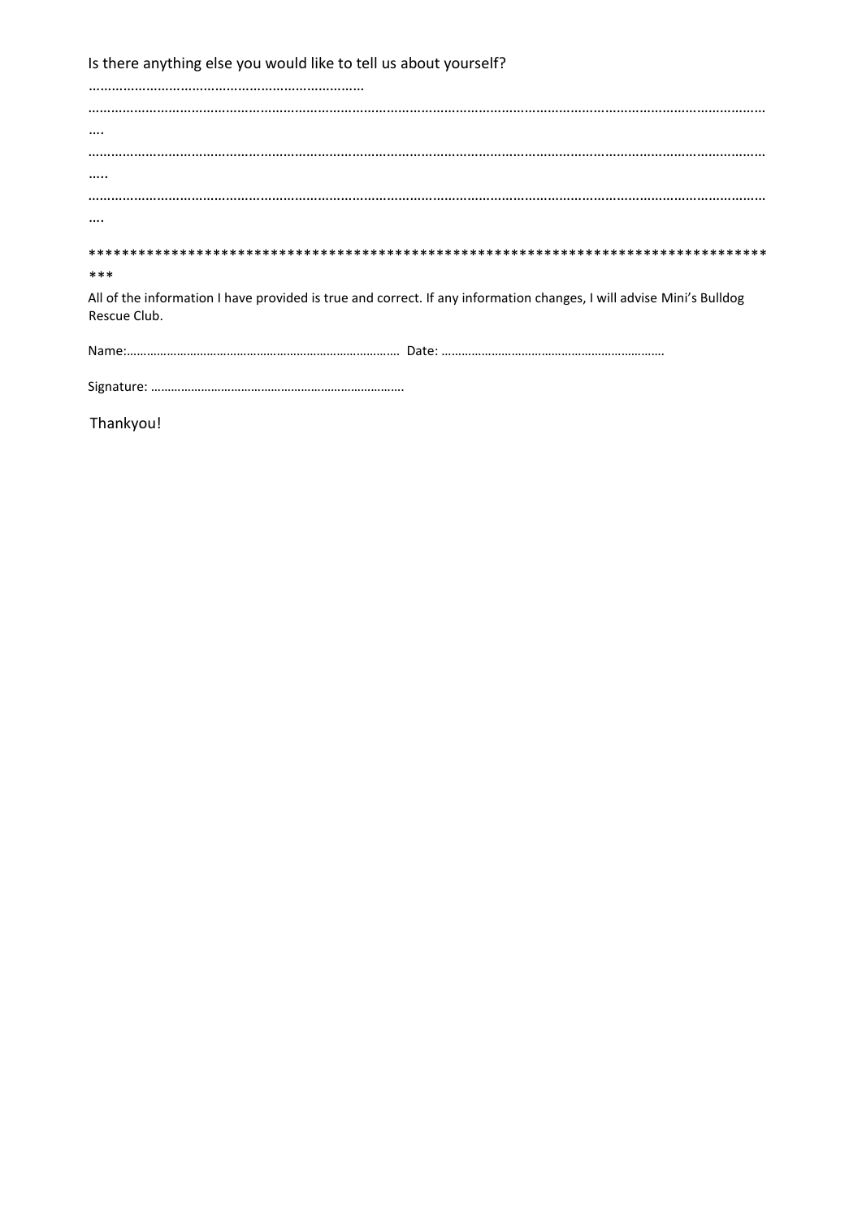Is there anything else you would like to tell us about yourself?

………………………………………………………………

………………………………………………………………………………………………………………………………………………………………….

………………………………………………………………………………………………………………………………………………………………….. 

………………………………………………………………………………………………………………………………………………………………….

***************************************************************************************

All of the information I have provided is true and correct. If any information changes, I will advise Mini's Bulldog Rescue Club.

Name:……………………………………………………………………… Date: ………………………………………………………….

Signature: ………………………………………………………………….

Thankyou!